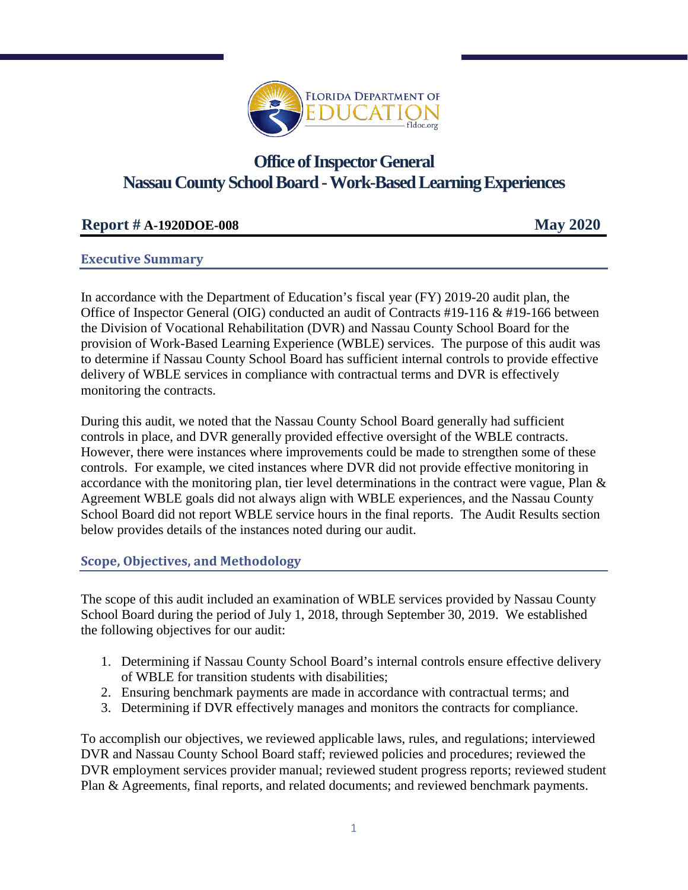# Office of Inspector General
# Nassau County School Board - Work-Based Learning Experiences

**Report # A-1920DOE-008** **May 2020**

## Executive Summary

In accordance with the Department of Education's fiscal year (FY) 2019-20 audit plan, the Office of Inspector General (OIG) conducted an audit of Contracts #19-116 & #19-166 between the Division of Vocational Rehabilitation (DVR) and Nassau County School Board for the provision of Work-Based Learning Experience (WBLE) services. The purpose of this audit was to determine if Nassau County School Board has sufficient internal controls to provide effective delivery of WBLE services in compliance with contractual terms and DVR is effectively monitoring the contracts.

During this audit, we noted that the Nassau County School Board generally had sufficient controls in place, and DVR generally provided effective oversight of the WBLE contracts. However, there were instances where improvements could be made to strengthen some of these controls. For example, we cited instances where DVR did not provide effective monitoring in accordance with the monitoring plan, tier level determinations in the contract were vague, Plan & Agreement WBLE goals did not always align with WBLE experiences, and the Nassau County School Board did not report WBLE service hours in the final reports. The Audit Results section below provides details of the instances noted during our audit.

## Scope, Objectives, and Methodology

The scope of this audit included an examination of WBLE services provided by Nassau County School Board during the period of July 1, 2018, through September 30, 2019. We established the following objectives for our audit:

1. Determining if Nassau County School Board's internal controls ensure effective delivery of WBLE for transition students with disabilities;
2. Ensuring benchmark payments are made in accordance with contractual terms; and
3. Determining if DVR effectively manages and monitors the contracts for compliance.

To accomplish our objectives, we reviewed applicable laws, rules, and regulations; interviewed DVR and Nassau County School Board staff; reviewed policies and procedures; reviewed the DVR employment services provider manual; reviewed student progress reports; reviewed student Plan & Agreements, final reports, and related documents; and reviewed benchmark payments.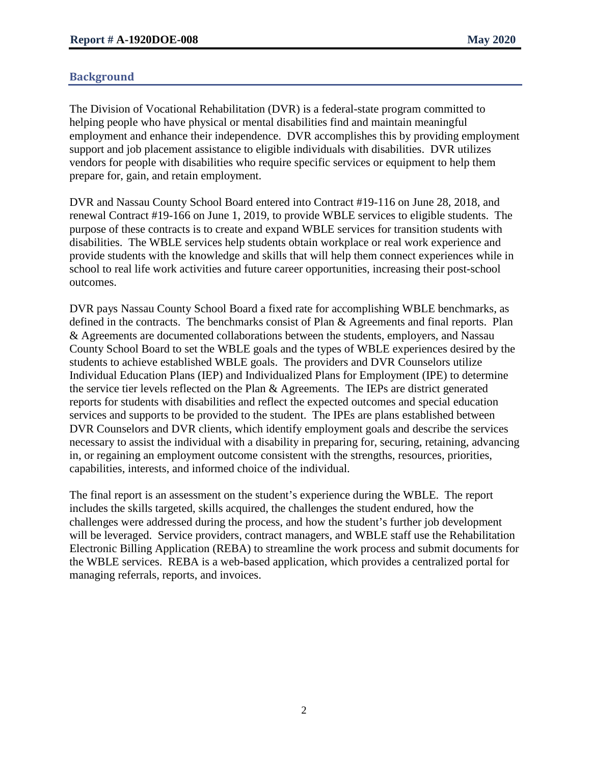## Background

The Division of Vocational Rehabilitation (DVR) is a federal-state program committed to helping people who have physical or mental disabilities find and maintain meaningful employment and enhance their independence. DVR accomplishes this by providing employment support and job placement assistance to eligible individuals with disabilities. DVR utilizes vendors for people with disabilities who require specific services or equipment to help them prepare for, gain, and retain employment.

DVR and Nassau County School Board entered into Contract #19-116 on June 28, 2018, and renewal Contract #19-166 on June 1, 2019, to provide WBLE services to eligible students. The purpose of these contracts is to create and expand WBLE services for transition students with disabilities. The WBLE services help students obtain workplace or real work experience and provide students with the knowledge and skills that will help them connect experiences while in school to real life work activities and future career opportunities, increasing their post-school outcomes.

DVR pays Nassau County School Board a fixed rate for accomplishing WBLE benchmarks, as defined in the contracts. The benchmarks consist of Plan & Agreements and final reports. Plan & Agreements are documented collaborations between the students, employers, and Nassau County School Board to set the WBLE goals and the types of WBLE experiences desired by the students to achieve established WBLE goals. The providers and DVR Counselors utilize Individual Education Plans (IEP) and Individualized Plans for Employment (IPE) to determine the service tier levels reflected on the Plan & Agreements. The IEPs are district generated reports for students with disabilities and reflect the expected outcomes and special education services and supports to be provided to the student. The IPEs are plans established between DVR Counselors and DVR clients, which identify employment goals and describe the services necessary to assist the individual with a disability in preparing for, securing, retaining, advancing in, or regaining an employment outcome consistent with the strengths, resources, priorities, capabilities, interests, and informed choice of the individual.

The final report is an assessment on the student's experience during the WBLE. The report includes the skills targeted, skills acquired, the challenges the student endured, how the challenges were addressed during the process, and how the student's further job development will be leveraged. Service providers, contract managers, and WBLE staff use the Rehabilitation Electronic Billing Application (REBA) to streamline the work process and submit documents for the WBLE services. REBA is a web-based application, which provides a centralized portal for managing referrals, reports, and invoices.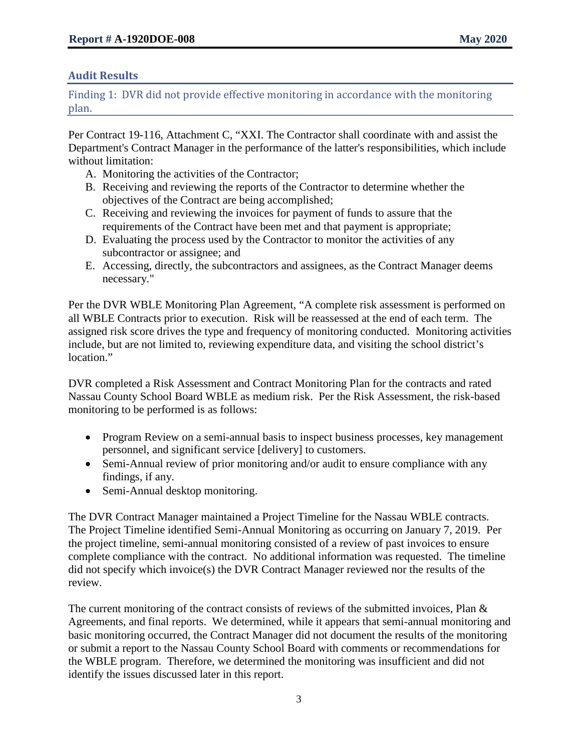## Audit Results

### Finding 1: DVR did not provide effective monitoring in accordance with the monitoring plan.

Per Contract 19-116, Attachment C, "XXI. The Contractor shall coordinate with and assist the Department's Contract Manager in the performance of the latter's responsibilities, which include without limitation:

A. Monitoring the activities of the Contractor;
B. Receiving and reviewing the reports of the Contractor to determine whether the objectives of the Contract are being accomplished;
C. Receiving and reviewing the invoices for payment of funds to assure that the requirements of the Contract have been met and that payment is appropriate;
D. Evaluating the process used by the Contractor to monitor the activities of any subcontractor or assignee; and
E. Accessing, directly, the subcontractors and assignees, as the Contract Manager deems necessary."

Per the DVR WBLE Monitoring Plan Agreement, "A complete risk assessment is performed on all WBLE Contracts prior to execution. Risk will be reassessed at the end of each term. The assigned risk score drives the type and frequency of monitoring conducted. Monitoring activities include, but are not limited to, reviewing expenditure data, and visiting the school district's location."

DVR completed a Risk Assessment and Contract Monitoring Plan for the contracts and rated Nassau County School Board WBLE as medium risk. Per the Risk Assessment, the risk-based monitoring to be performed is as follows:

- Program Review on a semi-annual basis to inspect business processes, key management personnel, and significant service [delivery] to customers.
- Semi-Annual review of prior monitoring and/or audit to ensure compliance with any findings, if any.
- Semi-Annual desktop monitoring.

The DVR Contract Manager maintained a Project Timeline for the Nassau WBLE contracts. The Project Timeline identified Semi-Annual Monitoring as occurring on January 7, 2019. Per the project timeline, semi-annual monitoring consisted of a review of past invoices to ensure complete compliance with the contract. No additional information was requested. The timeline did not specify which invoice(s) the DVR Contract Manager reviewed nor the results of the review.

The current monitoring of the contract consists of reviews of the submitted invoices, Plan & Agreements, and final reports. We determined, while it appears that semi-annual monitoring and basic monitoring occurred, the Contract Manager did not document the results of the monitoring or submit a report to the Nassau County School Board with comments or recommendations for the WBLE program. Therefore, we determined the monitoring was insufficient and did not identify the issues discussed later in this report.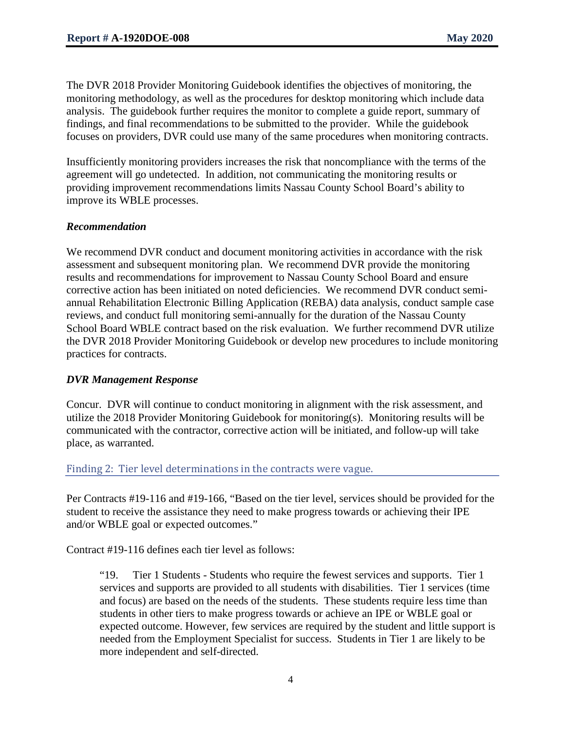The DVR 2018 Provider Monitoring Guidebook identifies the objectives of monitoring, the monitoring methodology, as well as the procedures for desktop monitoring which include data analysis. The guidebook further requires the monitor to complete a guide report, summary of findings, and final recommendations to be submitted to the provider. While the guidebook focuses on providers, DVR could use many of the same procedures when monitoring contracts.

Insufficiently monitoring providers increases the risk that noncompliance with the terms of the agreement will go undetected. In addition, not communicating the monitoring results or providing improvement recommendations limits Nassau County School Board's ability to improve its WBLE processes.

### *Recommendation*

We recommend DVR conduct and document monitoring activities in accordance with the risk assessment and subsequent monitoring plan. We recommend DVR provide the monitoring results and recommendations for improvement to Nassau County School Board and ensure corrective action has been initiated on noted deficiencies. We recommend DVR conduct semi-annual Rehabilitation Electronic Billing Application (REBA) data analysis, conduct sample case reviews, and conduct full monitoring semi-annually for the duration of the Nassau County School Board WBLE contract based on the risk evaluation. We further recommend DVR utilize the DVR 2018 Provider Monitoring Guidebook or develop new procedures to include monitoring practices for contracts.

### *DVR Management Response*

Concur. DVR will continue to conduct monitoring in alignment with the risk assessment, and utilize the 2018 Provider Monitoring Guidebook for monitoring(s). Monitoring results will be communicated with the contractor, corrective action will be initiated, and follow-up will take place, as warranted.

## Finding 2: Tier level determinations in the contracts were vague.

Per Contracts #19-116 and #19-166, "Based on the tier level, services should be provided for the student to receive the assistance they need to make progress towards or achieving their IPE and/or WBLE goal or expected outcomes."

Contract #19-116 defines each tier level as follows:

> "19. Tier 1 Students - Students who require the fewest services and supports. Tier 1 services and supports are provided to all students with disabilities. Tier 1 services (time and focus) are based on the needs of the students. These students require less time than students in other tiers to make progress towards or achieve an IPE or WBLE goal or expected outcome. However, few services are required by the student and little support is needed from the Employment Specialist for success. Students in Tier 1 are likely to be more independent and self-directed.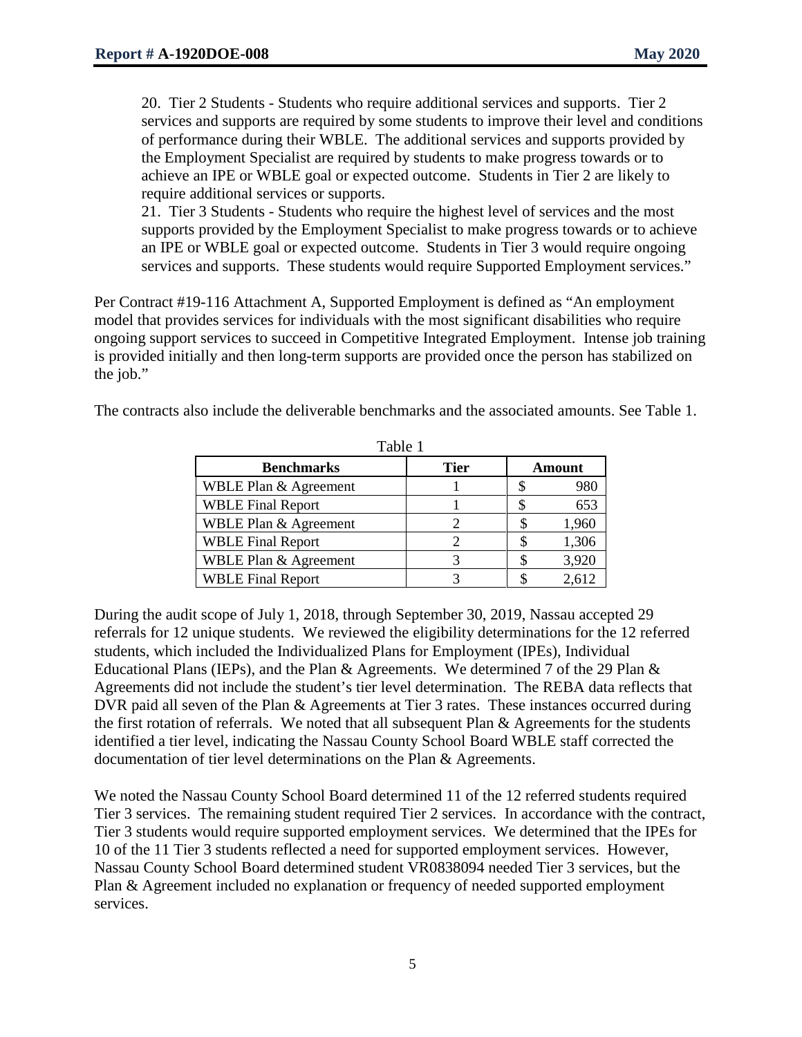20. Tier 2 Students - Students who require additional services and supports. Tier 2 services and supports are required by some students to improve their level and conditions of performance during their WBLE. The additional services and supports provided by the Employment Specialist are required by students to make progress towards or to achieve an IPE or WBLE goal or expected outcome. Students in Tier 2 are likely to require additional services or supports.

21. Tier 3 Students - Students who require the highest level of services and the most supports provided by the Employment Specialist to make progress towards or to achieve an IPE or WBLE goal or expected outcome. Students in Tier 3 would require ongoing services and supports. These students would require Supported Employment services."

Per Contract #19-116 Attachment A, Supported Employment is defined as "An employment model that provides services for individuals with the most significant disabilities who require ongoing support services to succeed in Competitive Integrated Employment. Intense job training is provided initially and then long-term supports are provided once the person has stabilized on the job."

The contracts also include the deliverable benchmarks and the associated amounts. See Table 1.

Table 1

| Benchmarks | Tier | Amount |
|---|---|---|
| WBLE Plan & Agreement | 1 | $ 980 |
| WBLE Final Report | 1 | $ 653 |
| WBLE Plan & Agreement | 2 | $ 1,960 |
| WBLE Final Report | 2 | $ 1,306 |
| WBLE Plan & Agreement | 3 | $ 3,920 |
| WBLE Final Report | 3 | $ 2,612 |

During the audit scope of July 1, 2018, through September 30, 2019, Nassau accepted 29 referrals for 12 unique students. We reviewed the eligibility determinations for the 12 referred students, which included the Individualized Plans for Employment (IPEs), Individual Educational Plans (IEPs), and the Plan & Agreements. We determined 7 of the 29 Plan & Agreements did not include the student's tier level determination. The REBA data reflects that DVR paid all seven of the Plan & Agreements at Tier 3 rates. These instances occurred during the first rotation of referrals. We noted that all subsequent Plan & Agreements for the students identified a tier level, indicating the Nassau County School Board WBLE staff corrected the documentation of tier level determinations on the Plan & Agreements.

We noted the Nassau County School Board determined 11 of the 12 referred students required Tier 3 services. The remaining student required Tier 2 services. In accordance with the contract, Tier 3 students would require supported employment services. We determined that the IPEs for 10 of the 11 Tier 3 students reflected a need for supported employment services. However, Nassau County School Board determined student VR0838094 needed Tier 3 services, but the Plan & Agreement included no explanation or frequency of needed supported employment services.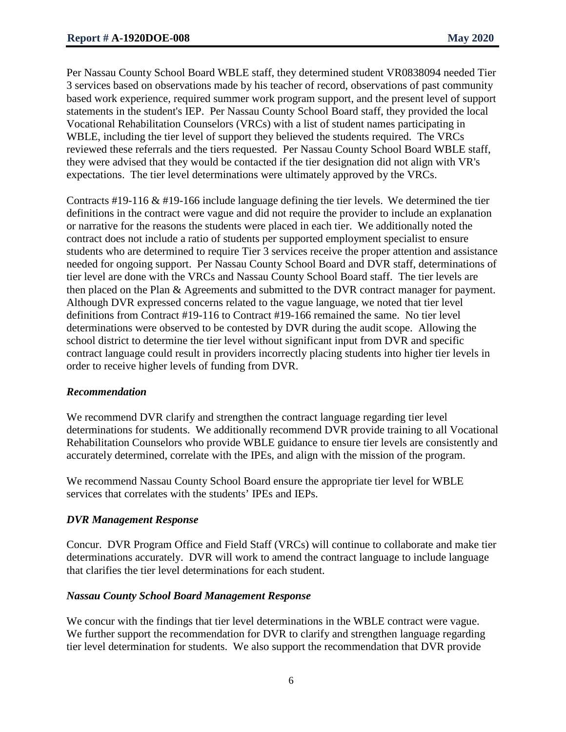Per Nassau County School Board WBLE staff, they determined student VR0838094 needed Tier 3 services based on observations made by his teacher of record, observations of past community based work experience, required summer work program support, and the present level of support statements in the student's IEP. Per Nassau County School Board staff, they provided the local Vocational Rehabilitation Counselors (VRCs) with a list of student names participating in WBLE, including the tier level of support they believed the students required. The VRCs reviewed these referrals and the tiers requested. Per Nassau County School Board WBLE staff, they were advised that they would be contacted if the tier designation did not align with VR's expectations. The tier level determinations were ultimately approved by the VRCs.

Contracts #19-116 & #19-166 include language defining the tier levels. We determined the tier definitions in the contract were vague and did not require the provider to include an explanation or narrative for the reasons the students were placed in each tier. We additionally noted the contract does not include a ratio of students per supported employment specialist to ensure students who are determined to require Tier 3 services receive the proper attention and assistance needed for ongoing support. Per Nassau County School Board and DVR staff, determinations of tier level are done with the VRCs and Nassau County School Board staff. The tier levels are then placed on the Plan & Agreements and submitted to the DVR contract manager for payment. Although DVR expressed concerns related to the vague language, we noted that tier level definitions from Contract #19-116 to Contract #19-166 remained the same. No tier level determinations were observed to be contested by DVR during the audit scope. Allowing the school district to determine the tier level without significant input from DVR and specific contract language could result in providers incorrectly placing students into higher tier levels in order to receive higher levels of funding from DVR.

### *Recommendation*

We recommend DVR clarify and strengthen the contract language regarding tier level determinations for students. We additionally recommend DVR provide training to all Vocational Rehabilitation Counselors who provide WBLE guidance to ensure tier levels are consistently and accurately determined, correlate with the IPEs, and align with the mission of the program.

We recommend Nassau County School Board ensure the appropriate tier level for WBLE services that correlates with the students' IPEs and IEPs.

### *DVR Management Response*

Concur. DVR Program Office and Field Staff (VRCs) will continue to collaborate and make tier determinations accurately. DVR will work to amend the contract language to include language that clarifies the tier level determinations for each student.

### *Nassau County School Board Management Response*

We concur with the findings that tier level determinations in the WBLE contract were vague. We further support the recommendation for DVR to clarify and strengthen language regarding tier level determination for students. We also support the recommendation that DVR provide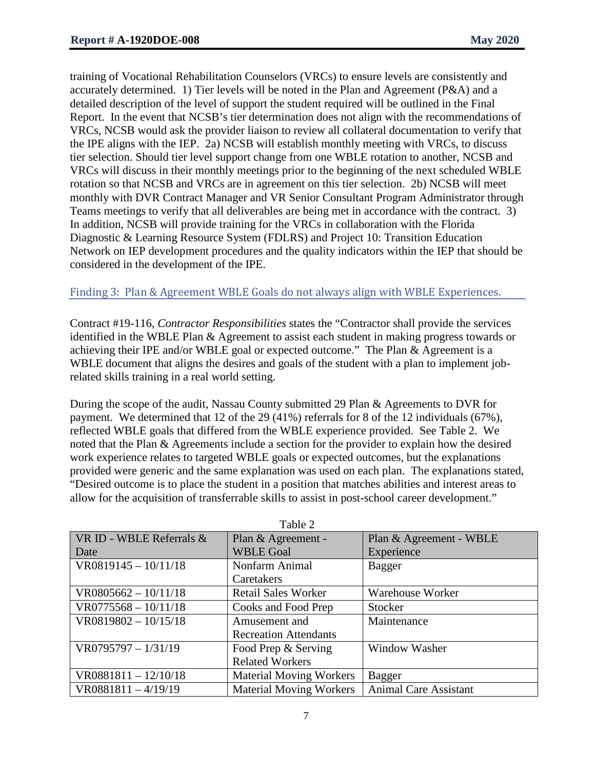training of Vocational Rehabilitation Counselors (VRCs) to ensure levels are consistently and accurately determined. 1) Tier levels will be noted in the Plan and Agreement (P&A) and a detailed description of the level of support the student required will be outlined in the Final Report. In the event that NCSB's tier determination does not align with the recommendations of VRCs, NCSB would ask the provider liaison to review all collateral documentation to verify that the IPE aligns with the IEP. 2a) NCSB will establish monthly meeting with VRCs, to discuss tier selection. Should tier level support change from one WBLE rotation to another, NCSB and VRCs will discuss in their monthly meetings prior to the beginning of the next scheduled WBLE rotation so that NCSB and VRCs are in agreement on this tier selection. 2b) NCSB will meet monthly with DVR Contract Manager and VR Senior Consultant Program Administrator through Teams meetings to verify that all deliverables are being met in accordance with the contract. 3) In addition, NCSB will provide training for the VRCs in collaboration with the Florida Diagnostic & Learning Resource System (FDLRS) and Project 10: Transition Education Network on IEP development procedures and the quality indicators within the IEP that should be considered in the development of the IPE.

### Finding 3: Plan & Agreement WBLE Goals do not always align with WBLE Experiences.

Contract #19-116, *Contractor Responsibilities* states the "Contractor shall provide the services identified in the WBLE Plan & Agreement to assist each student in making progress towards or achieving their IPE and/or WBLE goal or expected outcome." The Plan & Agreement is a WBLE document that aligns the desires and goals of the student with a plan to implement job-related skills training in a real world setting.

During the scope of the audit, Nassau County submitted 29 Plan & Agreements to DVR for payment. We determined that 12 of the 29 (41%) referrals for 8 of the 12 individuals (67%), reflected WBLE goals that differed from the WBLE experience provided. See Table 2. We noted that the Plan & Agreements include a section for the provider to explain how the desired work experience relates to targeted WBLE goals or expected outcomes, but the explanations provided were generic and the same explanation was used on each plan. The explanations stated, "Desired outcome is to place the student in a position that matches abilities and interest areas to allow for the acquisition of transferrable skills to assist in post-school career development."

Table 2

| VR ID - WBLE Referrals & Date | Plan & Agreement - WBLE Goal | Plan & Agreement - WBLE Experience |
|---|---|---|
| VR0819145 – 10/11/18 | Nonfarm Animal Caretakers | Bagger |
| VR0805662 – 10/11/18 | Retail Sales Worker | Warehouse Worker |
| VR0775568 – 10/11/18 | Cooks and Food Prep | Stocker |
| VR0819802 – 10/15/18 | Amusement and Recreation Attendants | Maintenance |
| VR0795797 – 1/31/19 | Food Prep & Serving Related Workers | Window Washer |
| VR0881811 – 12/10/18 | Material Moving Workers | Bagger |
| VR0881811 – 4/19/19 | Material Moving Workers | Animal Care Assistant |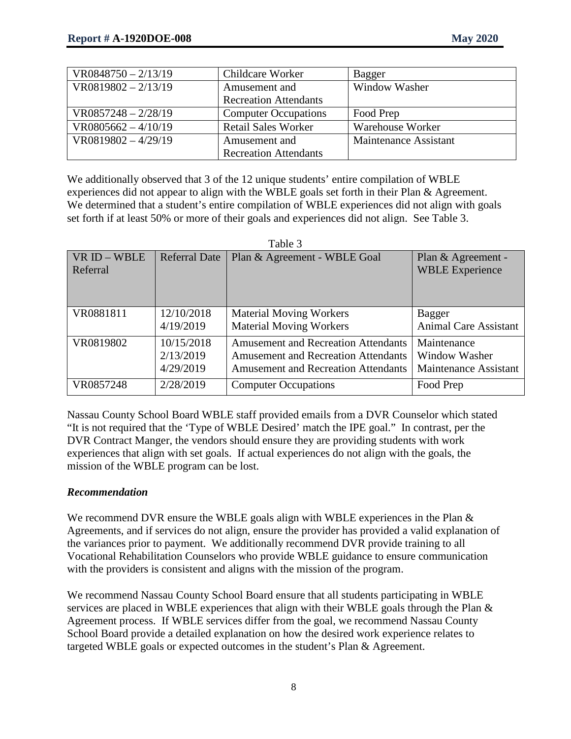| VR0848750 – 2/13/19 | Childcare Worker | Bagger |
|---|---|---|
| VR0819802 – 2/13/19 | Amusement and Recreation Attendants | Window Washer |
| VR0857248 – 2/28/19 | Computer Occupations | Food Prep |
| VR0805662 – 4/10/19 | Retail Sales Worker | Warehouse Worker |
| VR0819802 – 4/29/19 | Amusement and Recreation Attendants | Maintenance Assistant |

We additionally observed that 3 of the 12 unique students' entire compilation of WBLE experiences did not appear to align with the WBLE goals set forth in their Plan & Agreement. We determined that a student's entire compilation of WBLE experiences did not align with goals set forth if at least 50% or more of their goals and experiences did not align. See Table 3.

Table 3

| VR ID – WBLE Referral | Referral Date | Plan & Agreement - WBLE Goal | Plan & Agreement - WBLE Experience |
|---|---|---|---|
| VR0881811 | 12/10/2018<br>4/19/2019 | Material Moving Workers<br>Material Moving Workers | Bagger<br>Animal Care Assistant |
| VR0819802 | 10/15/2018<br>2/13/2019<br>4/29/2019 | Amusement and Recreation Attendants<br>Amusement and Recreation Attendants<br>Amusement and Recreation Attendants | Maintenance<br>Window Washer<br>Maintenance Assistant |
| VR0857248 | 2/28/2019 | Computer Occupations | Food Prep |

Nassau County School Board WBLE staff provided emails from a DVR Counselor which stated "It is not required that the 'Type of WBLE Desired' match the IPE goal." In contrast, per the DVR Contract Manger, the vendors should ensure they are providing students with work experiences that align with set goals. If actual experiences do not align with the goals, the mission of the WBLE program can be lost.

### *Recommendation*

We recommend DVR ensure the WBLE goals align with WBLE experiences in the Plan & Agreements, and if services do not align, ensure the provider has provided a valid explanation of the variances prior to payment. We additionally recommend DVR provide training to all Vocational Rehabilitation Counselors who provide WBLE guidance to ensure communication with the providers is consistent and aligns with the mission of the program.

We recommend Nassau County School Board ensure that all students participating in WBLE services are placed in WBLE experiences that align with their WBLE goals through the Plan & Agreement process. If WBLE services differ from the goal, we recommend Nassau County School Board provide a detailed explanation on how the desired work experience relates to targeted WBLE goals or expected outcomes in the student's Plan & Agreement.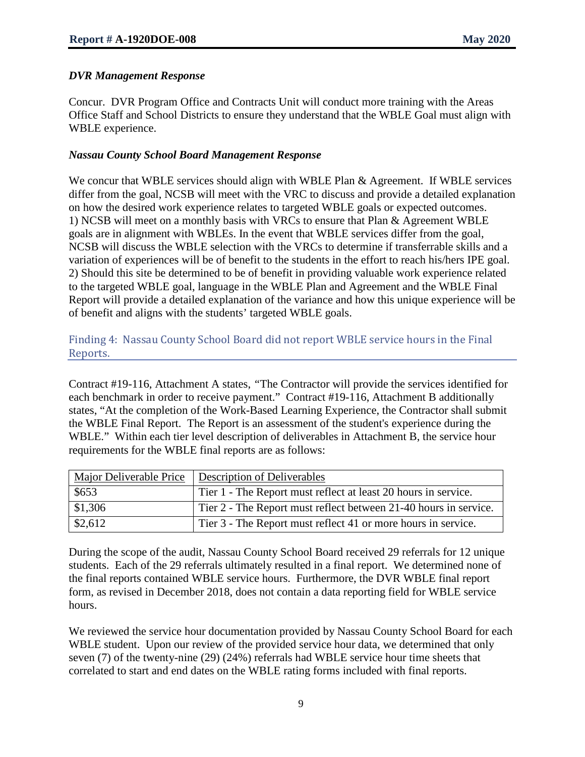*DVR Management Response*

Concur. DVR Program Office and Contracts Unit will conduct more training with the Areas Office Staff and School Districts to ensure they understand that the WBLE Goal must align with WBLE experience.

*Nassau County School Board Management Response*

We concur that WBLE services should align with WBLE Plan & Agreement. If WBLE services differ from the goal, NCSB will meet with the VRC to discuss and provide a detailed explanation on how the desired work experience relates to targeted WBLE goals or expected outcomes.
1) NCSB will meet on a monthly basis with VRCs to ensure that Plan & Agreement WBLE goals are in alignment with WBLEs. In the event that WBLE services differ from the goal, NCSB will discuss the WBLE selection with the VRCs to determine if transferrable skills and a variation of experiences will be of benefit to the students in the effort to reach his/hers IPE goal.
2) Should this site be determined to be of benefit in providing valuable work experience related to the targeted WBLE goal, language in the WBLE Plan and Agreement and the WBLE Final Report will provide a detailed explanation of the variance and how this unique experience will be of benefit and aligns with the students' targeted WBLE goals.

## Finding 4: Nassau County School Board did not report WBLE service hours in the Final Reports.

Contract #19-116, Attachment A states, "The Contractor will provide the services identified for each benchmark in order to receive payment." Contract #19-116, Attachment B additionally states, "At the completion of the Work-Based Learning Experience, the Contractor shall submit the WBLE Final Report. The Report is an assessment of the student's experience during the WBLE." Within each tier level description of deliverables in Attachment B, the service hour requirements for the WBLE final reports are as follows:

| Major Deliverable Price | Description of Deliverables |
|---|---|
| $653 | Tier 1 - The Report must reflect at least 20 hours in service. |
| $1,306 | Tier 2 - The Report must reflect between 21-40 hours in service. |
| $2,612 | Tier 3 - The Report must reflect 41 or more hours in service. |

During the scope of the audit, Nassau County School Board received 29 referrals for 12 unique students. Each of the 29 referrals ultimately resulted in a final report. We determined none of the final reports contained WBLE service hours. Furthermore, the DVR WBLE final report form, as revised in December 2018, does not contain a data reporting field for WBLE service hours.

We reviewed the service hour documentation provided by Nassau County School Board for each WBLE student. Upon our review of the provided service hour data, we determined that only seven (7) of the twenty-nine (29) (24%) referrals had WBLE service hour time sheets that correlated to start and end dates on the WBLE rating forms included with final reports.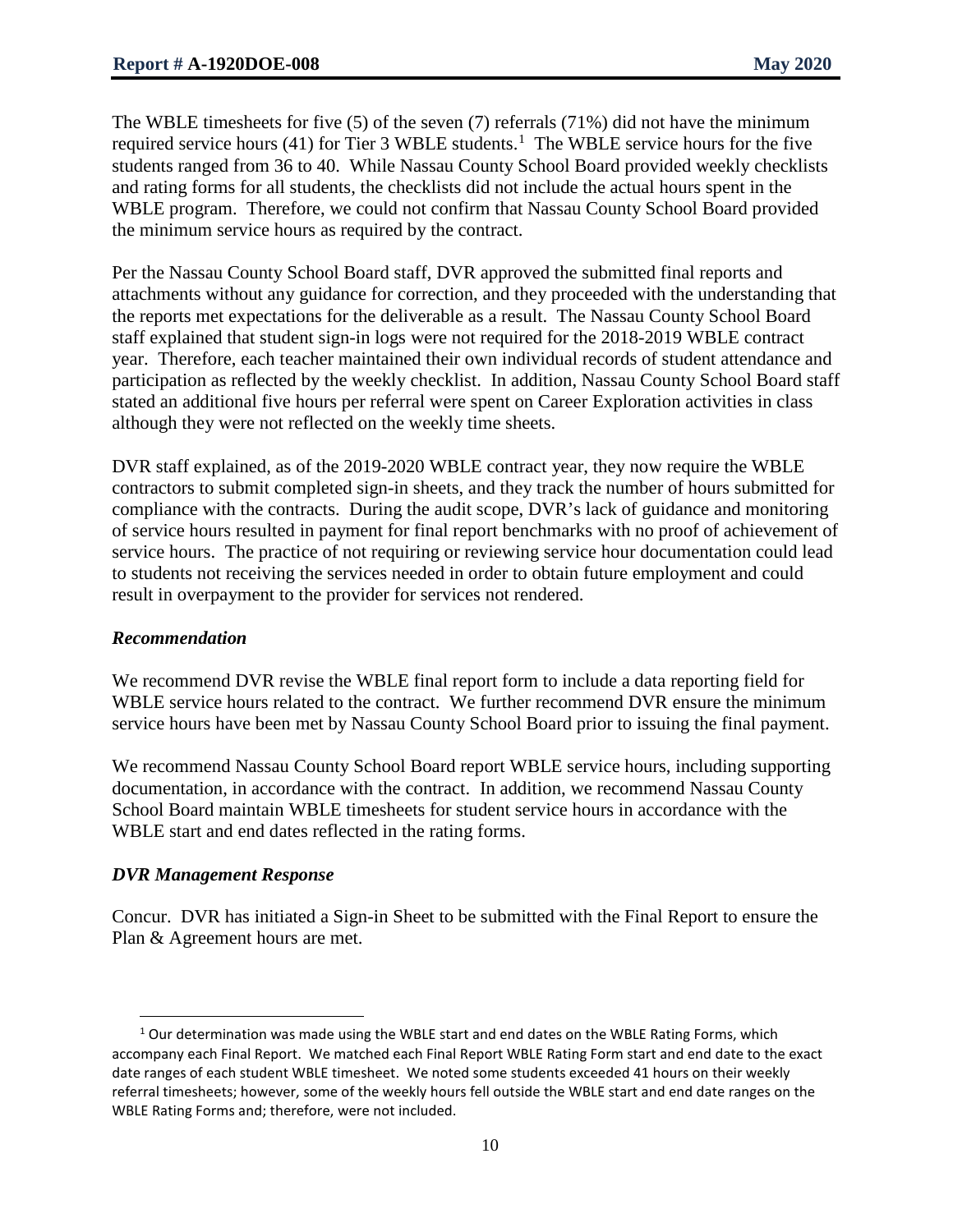The WBLE timesheets for five (5) of the seven (7) referrals (71%) did not have the minimum required service hours (41) for Tier 3 WBLE students.[1] The WBLE service hours for the five students ranged from 36 to 40. While Nassau County School Board provided weekly checklists and rating forms for all students, the checklists did not include the actual hours spent in the WBLE program. Therefore, we could not confirm that Nassau County School Board provided the minimum service hours as required by the contract.

Per the Nassau County School Board staff, DVR approved the submitted final reports and attachments without any guidance for correction, and they proceeded with the understanding that the reports met expectations for the deliverable as a result. The Nassau County School Board staff explained that student sign-in logs were not required for the 2018-2019 WBLE contract year. Therefore, each teacher maintained their own individual records of student attendance and participation as reflected by the weekly checklist. In addition, Nassau County School Board staff stated an additional five hours per referral were spent on Career Exploration activities in class although they were not reflected on the weekly time sheets.

DVR staff explained, as of the 2019-2020 WBLE contract year, they now require the WBLE contractors to submit completed sign-in sheets, and they track the number of hours submitted for compliance with the contracts. During the audit scope, DVR's lack of guidance and monitoring of service hours resulted in payment for final report benchmarks with no proof of achievement of service hours. The practice of not requiring or reviewing service hour documentation could lead to students not receiving the services needed in order to obtain future employment and could result in overpayment to the provider for services not rendered.

### *Recommendation*

We recommend DVR revise the WBLE final report form to include a data reporting field for WBLE service hours related to the contract. We further recommend DVR ensure the minimum service hours have been met by Nassau County School Board prior to issuing the final payment.

We recommend Nassau County School Board report WBLE service hours, including supporting documentation, in accordance with the contract. In addition, we recommend Nassau County School Board maintain WBLE timesheets for student service hours in accordance with the WBLE start and end dates reflected in the rating forms.

### *DVR Management Response*

Concur. DVR has initiated a Sign-in Sheet to be submitted with the Final Report to ensure the Plan & Agreement hours are met.

---

[1] Our determination was made using the WBLE start and end dates on the WBLE Rating Forms, which accompany each Final Report. We matched each Final Report WBLE Rating Form start and end date to the exact date ranges of each student WBLE timesheet. We noted some students exceeded 41 hours on their weekly referral timesheets; however, some of the weekly hours fell outside the WBLE start and end date ranges on the WBLE Rating Forms and; therefore, were not included.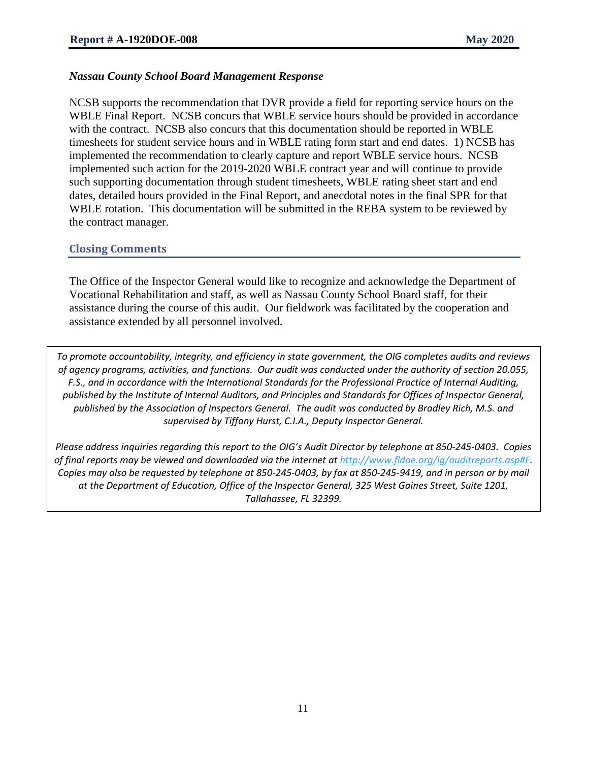*Nassau County School Board Management Response*

NCSB supports the recommendation that DVR provide a field for reporting service hours on the WBLE Final Report. NCSB concurs that WBLE service hours should be provided in accordance with the contract. NCSB also concurs that this documentation should be reported in WBLE timesheets for student service hours and in WBLE rating form start and end dates. 1) NCSB has implemented the recommendation to clearly capture and report WBLE service hours. NCSB implemented such action for the 2019-2020 WBLE contract year and will continue to provide such supporting documentation through student timesheets, WBLE rating sheet start and end dates, detailed hours provided in the Final Report, and anecdotal notes in the final SPR for that WBLE rotation. This documentation will be submitted in the REBA system to be reviewed by the contract manager.

## Closing Comments

The Office of the Inspector General would like to recognize and acknowledge the Department of Vocational Rehabilitation and staff, as well as Nassau County School Board staff, for their assistance during the course of this audit. Our fieldwork was facilitated by the cooperation and assistance extended by all personnel involved.

*To promote accountability, integrity, and efficiency in state government, the OIG completes audits and reviews of agency programs, activities, and functions. Our audit was conducted under the authority of section 20.055, F.S., and in accordance with the International Standards for the Professional Practice of Internal Auditing, published by the Institute of Internal Auditors, and Principles and Standards for Offices of Inspector General, published by the Association of Inspectors General. The audit was conducted by Bradley Rich, M.S. and supervised by Tiffany Hurst, C.I.A., Deputy Inspector General.*

*Please address inquiries regarding this report to the OIG's Audit Director by telephone at 850-245-0403. Copies of final reports may be viewed and downloaded via the internet at [http://www.fldoe.org/ig/auditreports.asp#F](http://www.fldoe.org/ig/auditreports.asp#F). Copies may also be requested by telephone at 850-245-0403, by fax at 850-245-9419, and in person or by mail at the Department of Education, Office of the Inspector General, 325 West Gaines Street, Suite 1201, Tallahassee, FL 32399.*